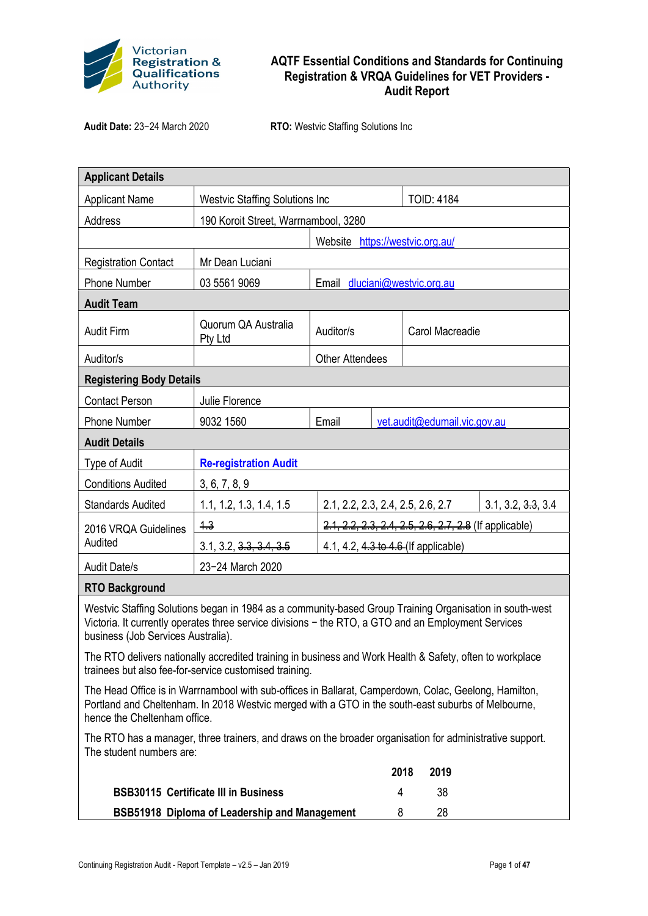Victorian Registration & Qualifications Authority

# AQTF Essential Conditions and Standards for Continuing Registration & VRQA Guidelines for VET Providers - Audit Report

**Audit Date:** 23−24 March 2020 **RTO:** Westvic Staffing Solutions Inc

| **Applicant Details** | | | |
|---|---|---|---|
| Applicant Name | Westvic Staffing Solutions Inc | | TOID: 4184 |
| Address | 190 Koroit Street, Warrnambool, 3280 | | |
| | | Website https://westvic.org.au/ | |
| Registration Contact | Mr Dean Luciani | | |
| Phone Number | 03 5561 9069 | Email dluciani@westvic.org.au | |
| **Audit Team** | | | |
| Audit Firm | Quorum QA Australia Pty Ltd | Auditor/s | Carol Macreadie |
| Auditor/s | | Other Attendees | |
| **Registering Body Details** | | | |
| Contact Person | Julie Florence | | |
| Phone Number | 9032 1560 | Email | vet.audit@edumail.vic.gov.au |
| **Audit Details** | | | |
| Type of Audit | **Re-registration Audit** | | |
| Conditions Audited | 3, 6, 7, 8, 9 | | |
| Standards Audited | 1.1, 1.2, 1.3, 1.4, 1.5 | 2.1, 2.2, 2.3, 2.4, 2.5, 2.6, 2.7 | 3.1, 3.2, ~~3.3~~, 3.4 |
| 2016 VRQA Guidelines Audited | ~~1.3~~ | ~~2.1, 2.2, 2.3, 2.4, 2.5, 2.6, 2.7, 2.8~~ (If applicable) | |
| | 3.1, 3.2, ~~3.3, 3.4, 3.5~~ | 4.1, 4.2, ~~4.3 to 4.6~~ (If applicable) | |
| Audit Date/s | 23−24 March 2020 | | |

## RTO Background

Westvic Staffing Solutions began in 1984 as a community-based Group Training Organisation in south-west Victoria. It currently operates three service divisions − the RTO, a GTO and an Employment Services business (Job Services Australia).

The RTO delivers nationally accredited training in business and Work Health & Safety, often to workplace trainees but also fee-for-service customised training.

The Head Office is in Warrnambool with sub-offices in Ballarat, Camperdown, Colac, Geelong, Hamilton, Portland and Cheltenham. In 2018 Westvic merged with a GTO in the south-east suburbs of Melbourne, hence the Cheltenham office.

The RTO has a manager, three trainers, and draws on the broader organisation for administrative support. The student numbers are:

| | 2018 | 2019 |
|---|---|---|
| **BSB30115 Certificate III in Business** | 4 | 38 |
| **BSB51918 Diploma of Leadership and Management** | 8 | 28 |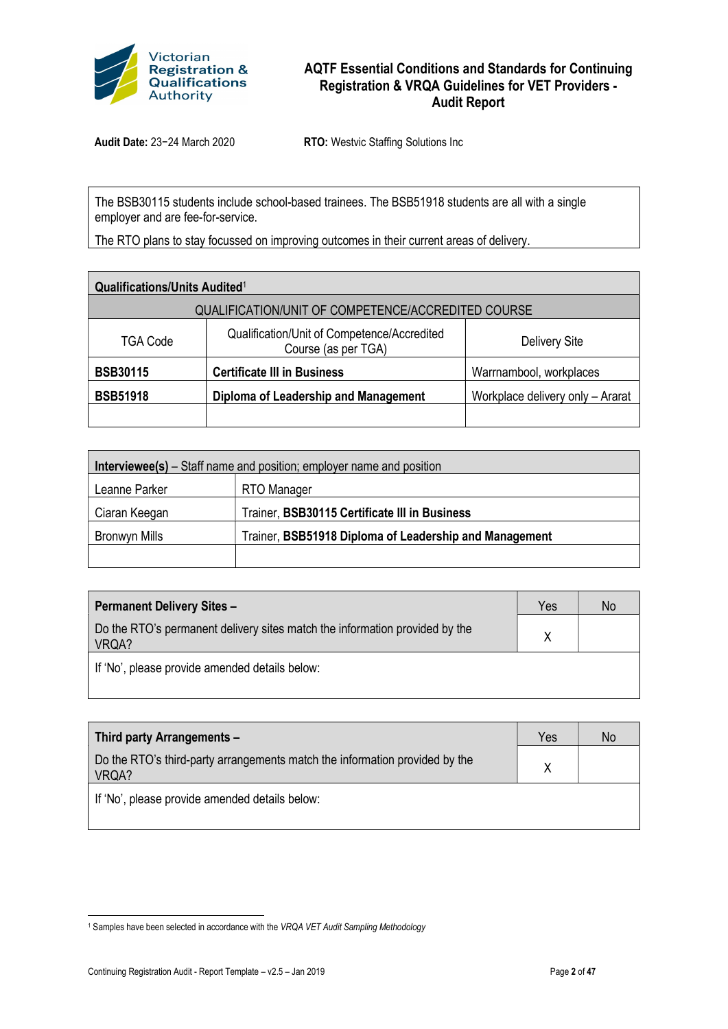**Audit Date:** 23−24 March 2020 **RTO:** Westvic Staffing Solutions Inc

The BSB30115 students include school-based trainees. The BSB51918 students are all with a single employer and are fee-for-service.

The RTO plans to stay focussed on improving outcomes in their current areas of delivery.

| **Qualifications/Units Audited**[1] | | |
|---|---|---|
| QUALIFICATION/UNIT OF COMPETENCE/ACCREDITED COURSE | | |
| TGA Code | Qualification/Unit of Competence/Accredited Course (as per TGA) | Delivery Site |
| **BSB30115** | **Certificate III in Business** | Warrnambool, workplaces |
| **BSB51918** | **Diploma of Leadership and Management** | Workplace delivery only – Ararat |
| | | |

| **Interviewee(s)** – Staff name and position; employer name and position | |
|---|---|
| Leanne Parker | RTO Manager |
| Ciaran Keegan | Trainer, **BSB30115 Certificate III in Business** |
| Bronwyn Mills | Trainer, **BSB51918 Diploma of Leadership and Management** |
| | |

| **Permanent Delivery Sites –** | Yes | No |
|---|---|---|
| Do the RTO's permanent delivery sites match the information provided by the VRQA? | X | |
| If 'No', please provide amended details below: | | |

| **Third party Arrangements –** | Yes | No |
|---|---|---|
| Do the RTO's third-party arrangements match the information provided by the VRQA? | X | |
| If 'No', please provide amended details below: | | |

[1] Samples have been selected in accordance with the *VRQA VET Audit Sampling Methodology*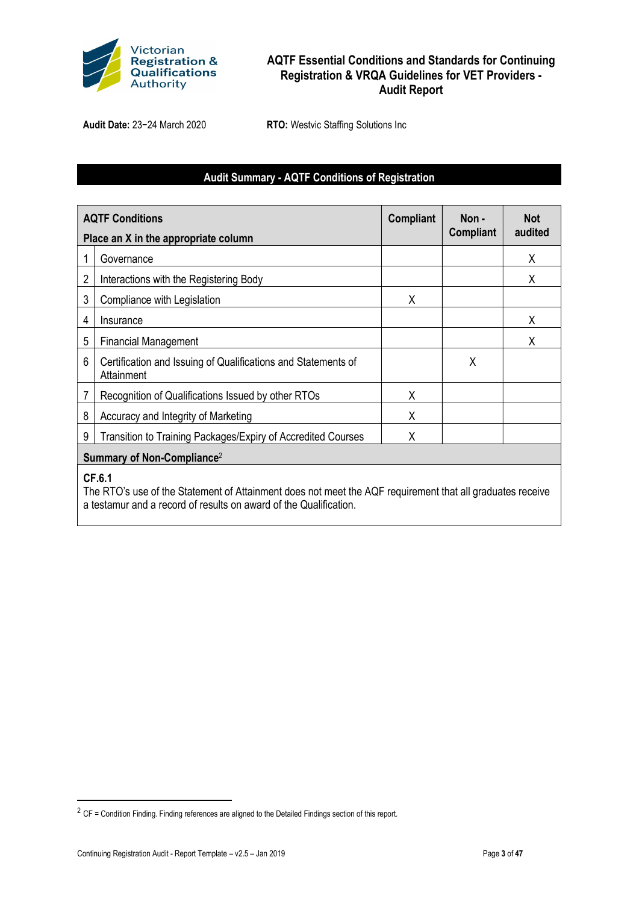Victorian Registration & Qualifications Authority

# AQTF Essential Conditions and Standards for Continuing Registration & VRQA Guidelines for VET Providers - Audit Report

**Audit Date:** 23−24 March 2020

**RTO:** Westvic Staffing Solutions Inc

## Audit Summary - AQTF Conditions of Registration

| AQTF Conditions<br>Place an X in the appropriate column | | Compliant | Non - Compliant | Not audited |
|---|---|---|---|---|
| 1 | Governance | | | X |
| 2 | Interactions with the Registering Body | | | X |
| 3 | Compliance with Legislation | X | | |
| 4 | Insurance | | | X |
| 5 | Financial Management | | | X |
| 6 | Certification and Issuing of Qualifications and Statements of Attainment | | X | |
| 7 | Recognition of Qualifications Issued by other RTOs | X | | |
| 8 | Accuracy and Integrity of Marketing | X | | |
| 9 | Transition to Training Packages/Expiry of Accredited Courses | X | | |

**Summary of Non-Compliance**[2]

**CF.6.1**
The RTO's use of the Statement of Attainment does not meet the AQF requirement that all graduates receive a testamur and a record of results on award of the Qualification.

[2] CF = Condition Finding. Finding references are aligned to the Detailed Findings section of this report.